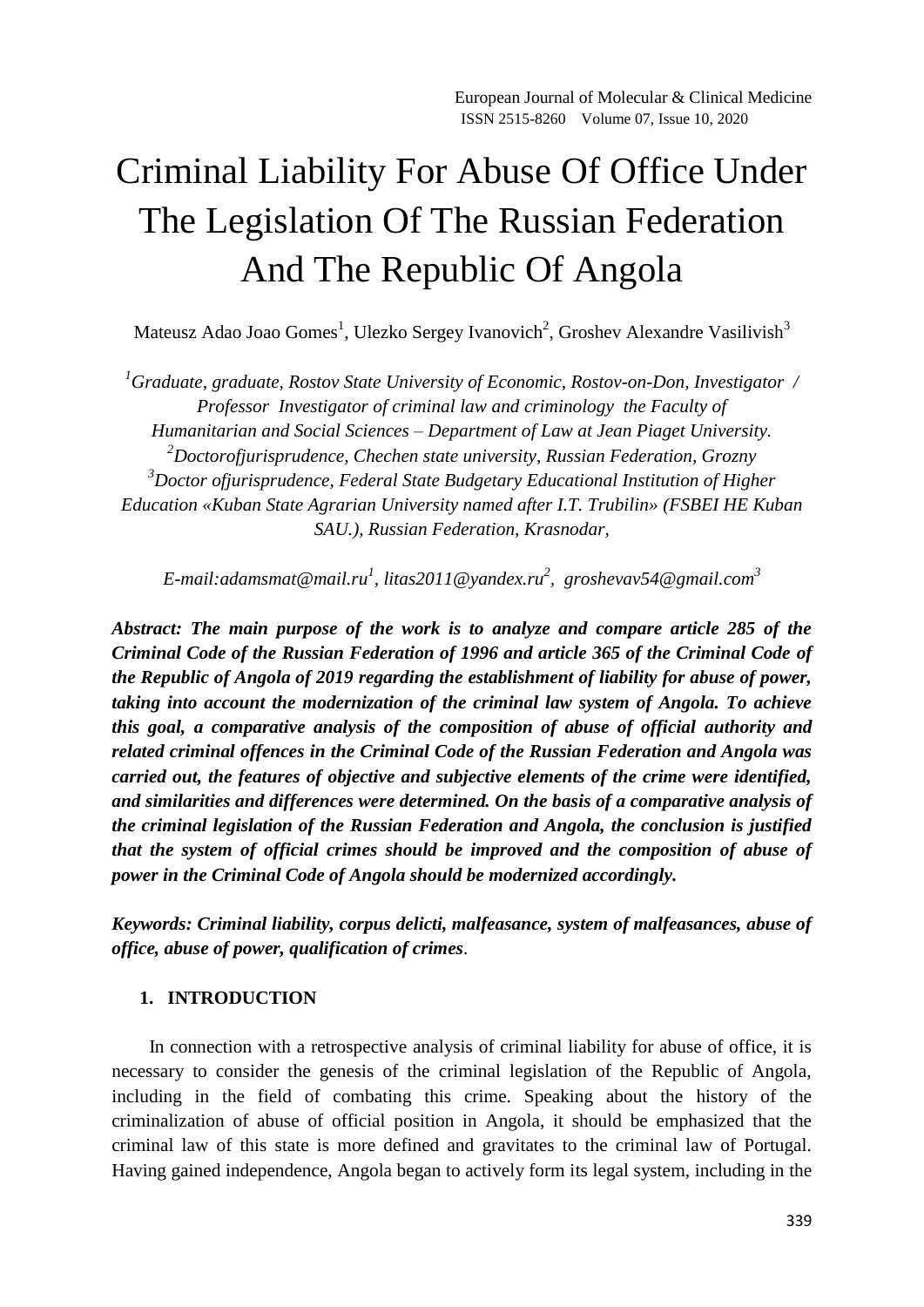# Criminal Liability For Abuse Of Office Under The Legislation Of The Russian Federation And The Republic Of Angola

Mateusz Adao Joao Gomes[1], Ulezko Sergey Ivanovich[2], Groshev Alexandre Vasilivish[3]

*[1]Graduate, graduate, Rostov State University of Economic, Rostov-on-Don, Investigator / Professor Investigator of criminal law and criminology the Faculty of Humanitarian and Social Sciences – Department of Law at Jean Piaget University.*
*[2]Doctorofjurisprudence, Chechen state university, Russian Federation, Grozny*
*[3]Doctor ofjurisprudence, Federal State Budgetary Educational Institution of Higher Education «Kuban State Agrarian University named after I.T. Trubilin» (FSBEI HE Kuban SAU.), Russian Federation, Krasnodar,*

*E-mail:adamsmat@mail.ru[1], litas2011@yandex.ru[2], groshevav54@gmail.com[3]*

***Abstract: The main purpose of the work is to analyze and compare article 285 of the Criminal Code of the Russian Federation of 1996 and article 365 of the Criminal Code of the Republic of Angola of 2019 regarding the establishment of liability for abuse of power, taking into account the modernization of the criminal law system of Angola. To achieve this goal, a comparative analysis of the composition of abuse of official authority and related criminal offences in the Criminal Code of the Russian Federation and Angola was carried out, the features of objective and subjective elements of the crime were identified, and similarities and differences were determined. On the basis of a comparative analysis of the criminal legislation of the Russian Federation and Angola, the conclusion is justified that the system of official crimes should be improved and the composition of abuse of power in the Criminal Code of Angola should be modernized accordingly.***

***Keywords: Criminal liability, corpus delicti, malfeasance, system of malfeasances, abuse of office, abuse of power, qualification of crimes*.**

## 1. INTRODUCTION

In connection with a retrospective analysis of criminal liability for abuse of office, it is necessary to consider the genesis of the criminal legislation of the Republic of Angola, including in the field of combating this crime. Speaking about the history of the criminalization of abuse of official position in Angola, it should be emphasized that the criminal law of this state is more defined and gravitates to the criminal law of Portugal. Having gained independence, Angola began to actively form its legal system, including in the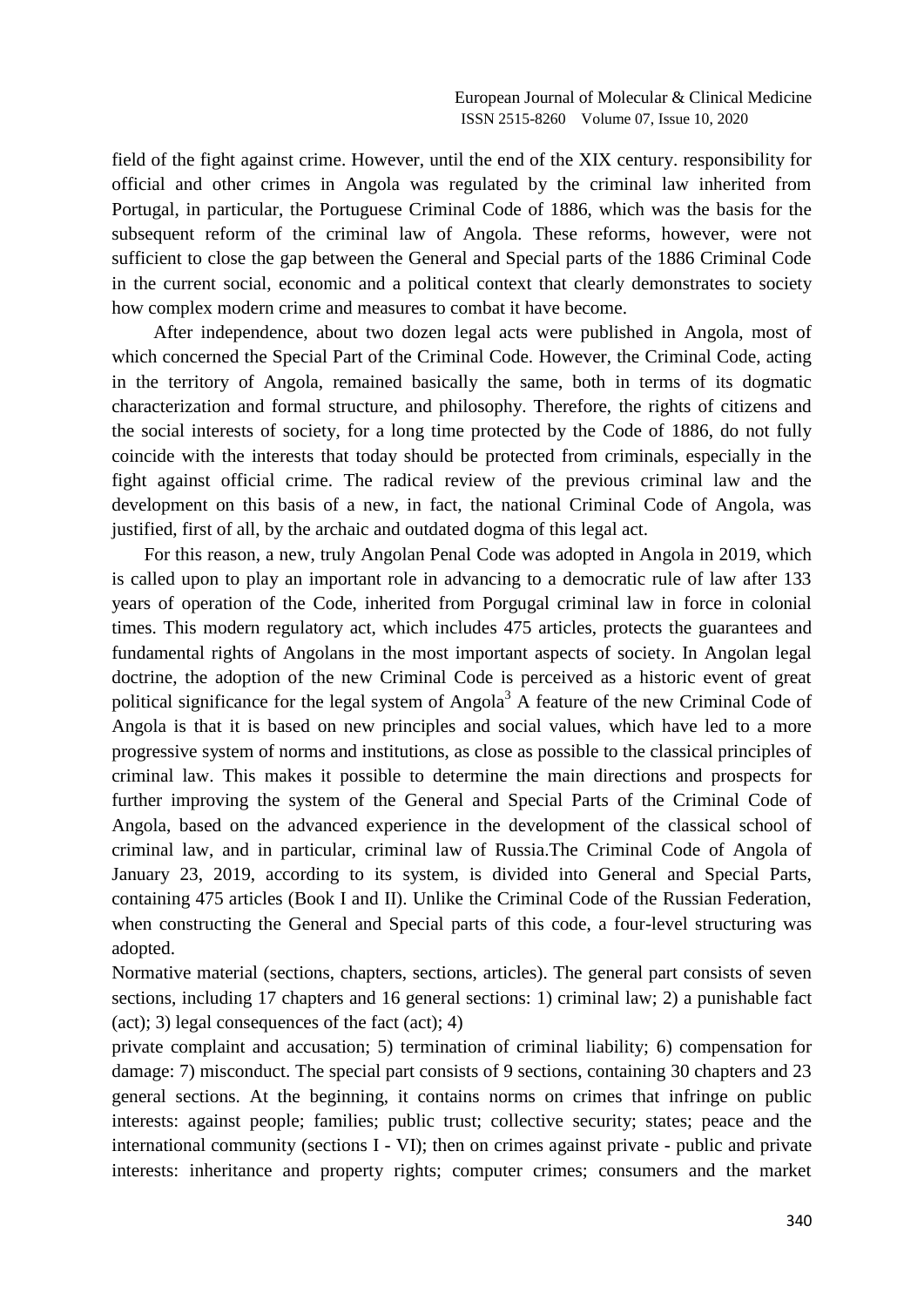field of the fight against crime. However, until the end of the XIX century. responsibility for official and other crimes in Angola was regulated by the criminal law inherited from Portugal, in particular, the Portuguese Criminal Code of 1886, which was the basis for the subsequent reform of the criminal law of Angola. These reforms, however, were not sufficient to close the gap between the General and Special parts of the 1886 Criminal Code in the current social, economic and a political context that clearly demonstrates to society how complex modern crime and measures to combat it have become.

After independence, about two dozen legal acts were published in Angola, most of which concerned the Special Part of the Criminal Code. However, the Criminal Code, acting in the territory of Angola, remained basically the same, both in terms of its dogmatic characterization and formal structure, and philosophy. Therefore, the rights of citizens and the social interests of society, for a long time protected by the Code of 1886, do not fully coincide with the interests that today should be protected from criminals, especially in the fight against official crime. The radical review of the previous criminal law and the development on this basis of a new, in fact, the national Criminal Code of Angola, was justified, first of all, by the archaic and outdated dogma of this legal act.

For this reason, a new, truly Angolan Penal Code was adopted in Angola in 2019, which is called upon to play an important role in advancing to a democratic rule of law after 133 years of operation of the Code, inherited from Porgugal criminal law in force in colonial times. This modern regulatory act, which includes 475 articles, protects the guarantees and fundamental rights of Angolans in the most important aspects of society. In Angolan legal doctrine, the adoption of the new Criminal Code is perceived as a historic event of great political significance for the legal system of Angola[3] A feature of the new Criminal Code of Angola is that it is based on new principles and social values, which have led to a more progressive system of norms and institutions, as close as possible to the classical principles of criminal law. This makes it possible to determine the main directions and prospects for further improving the system of the General and Special Parts of the Criminal Code of Angola, based on the advanced experience in the development of the classical school of criminal law, and in particular, criminal law of Russia.The Criminal Code of Angola of January 23, 2019, according to its system, is divided into General and Special Parts, containing 475 articles (Book I and II). Unlike the Criminal Code of the Russian Federation, when constructing the General and Special parts of this code, a four-level structuring was adopted.

Normative material (sections, chapters, sections, articles). The general part consists of seven sections, including 17 chapters and 16 general sections: 1) criminal law; 2) a punishable fact (act); 3) legal consequences of the fact (act); 4) private complaint and accusation; 5) termination of criminal liability; 6) compensation for damage: 7) misconduct. The special part consists of 9 sections, containing 30 chapters and 23 general sections. At the beginning, it contains norms on crimes that infringe on public interests: against people; families; public trust; collective security; states; peace and the international community (sections I - VI); then on crimes against private - public and private interests: inheritance and property rights; computer crimes; consumers and the market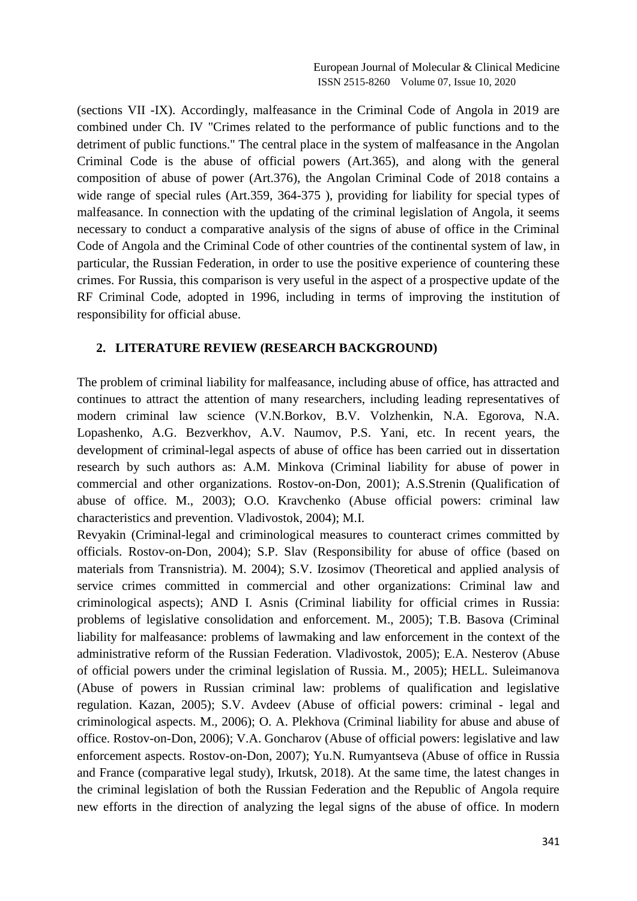(sections VII -IX). Accordingly, malfeasance in the Criminal Code of Angola in 2019 are combined under Ch. IV "Crimes related to the performance of public functions and to the detriment of public functions." The central place in the system of malfeasance in the Angolan Criminal Code is the abuse of official powers (Art.365), and along with the general composition of abuse of power (Art.376), the Angolan Criminal Code of 2018 contains a wide range of special rules (Art.359, 364-375 ), providing for liability for special types of malfeasance. In connection with the updating of the criminal legislation of Angola, it seems necessary to conduct a comparative analysis of the signs of abuse of office in the Criminal Code of Angola and the Criminal Code of other countries of the continental system of law, in particular, the Russian Federation, in order to use the positive experience of countering these crimes. For Russia, this comparison is very useful in the aspect of a prospective update of the RF Criminal Code, adopted in 1996, including in terms of improving the institution of responsibility for official abuse.

## 2. LITERATURE REVIEW (RESEARCH BACKGROUND)

The problem of criminal liability for malfeasance, including abuse of office, has attracted and continues to attract the attention of many researchers, including leading representatives of modern criminal law science (V.N.Borkov, B.V. Volzhenkin, N.A. Egorova, N.A. Lopashenko, A.G. Bezverkhov, A.V. Naumov, P.S. Yani, etc. In recent years, the development of criminal-legal aspects of abuse of office has been carried out in dissertation research by such authors as: A.M. Minkova (Criminal liability for abuse of power in commercial and other organizations. Rostov-on-Don, 2001); A.S.Strenin (Qualification of abuse of office. M., 2003); O.O. Kravchenko (Abuse official powers: criminal law characteristics and prevention. Vladivostok, 2004); M.I. Revyakin (Criminal-legal and criminological measures to counteract crimes committed by officials. Rostov-on-Don, 2004); S.P. Slav (Responsibility for abuse of office (based on materials from Transnistria). M. 2004); S.V. Izosimov (Theoretical and applied analysis of service crimes committed in commercial and other organizations: Criminal law and criminological aspects); AND I. Asnis (Criminal liability for official crimes in Russia: problems of legislative consolidation and enforcement. M., 2005); T.B. Basova (Criminal liability for malfeasance: problems of lawmaking and law enforcement in the context of the administrative reform of the Russian Federation. Vladivostok, 2005); E.A. Nesterov (Abuse of official powers under the criminal legislation of Russia. M., 2005); HELL. Suleimanova (Abuse of powers in Russian criminal law: problems of qualification and legislative regulation. Kazan, 2005); S.V. Avdeev (Abuse of official powers: criminal - legal and criminological aspects. M., 2006); O. A. Plekhova (Criminal liability for abuse and abuse of office. Rostov-on-Don, 2006); V.A. Goncharov (Abuse of official powers: legislative and law enforcement aspects. Rostov-on-Don, 2007); Yu.N. Rumyantseva (Abuse of office in Russia and France (comparative legal study), Irkutsk, 2018). At the same time, the latest changes in the criminal legislation of both the Russian Federation and the Republic of Angola require new efforts in the direction of analyzing the legal signs of the abuse of office. In modern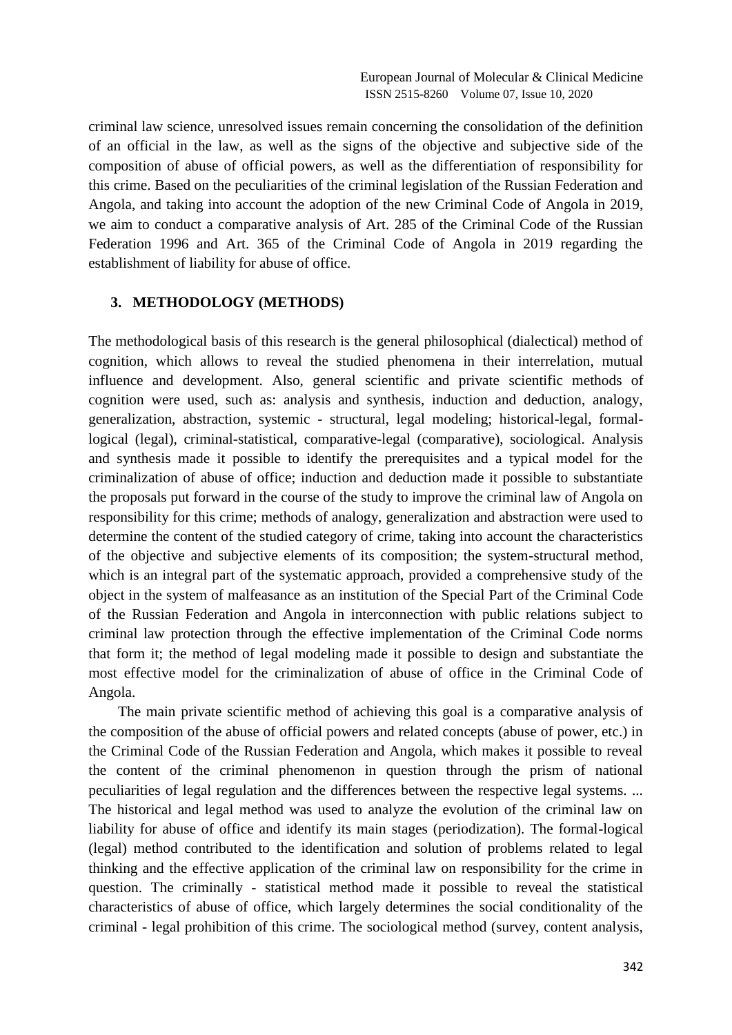criminal law science, unresolved issues remain concerning the consolidation of the definition of an official in the law, as well as the signs of the objective and subjective side of the composition of abuse of official powers, as well as the differentiation of responsibility for this crime. Based on the peculiarities of the criminal legislation of the Russian Federation and Angola, and taking into account the adoption of the new Criminal Code of Angola in 2019, we aim to conduct a comparative analysis of Art. 285 of the Criminal Code of the Russian Federation 1996 and Art. 365 of the Criminal Code of Angola in 2019 regarding the establishment of liability for abuse of office.

## 3. METHODOLOGY (METHODS)

The methodological basis of this research is the general philosophical (dialectical) method of cognition, which allows to reveal the studied phenomena in their interrelation, mutual influence and development. Also, general scientific and private scientific methods of cognition were used, such as: analysis and synthesis, induction and deduction, analogy, generalization, abstraction, systemic - structural, legal modeling; historical-legal, formal-logical (legal), criminal-statistical, comparative-legal (comparative), sociological. Analysis and synthesis made it possible to identify the prerequisites and a typical model for the criminalization of abuse of office; induction and deduction made it possible to substantiate the proposals put forward in the course of the study to improve the criminal law of Angola on responsibility for this crime; methods of analogy, generalization and abstraction were used to determine the content of the studied category of crime, taking into account the characteristics of the objective and subjective elements of its composition; the system-structural method, which is an integral part of the systematic approach, provided a comprehensive study of the object in the system of malfeasance as an institution of the Special Part of the Criminal Code of the Russian Federation and Angola in interconnection with public relations subject to criminal law protection through the effective implementation of the Criminal Code norms that form it; the method of legal modeling made it possible to design and substantiate the most effective model for the criminalization of abuse of office in the Criminal Code of Angola.

The main private scientific method of achieving this goal is a comparative analysis of the composition of the abuse of official powers and related concepts (abuse of power, etc.) in the Criminal Code of the Russian Federation and Angola, which makes it possible to reveal the content of the criminal phenomenon in question through the prism of national peculiarities of legal regulation and the differences between the respective legal systems. ... The historical and legal method was used to analyze the evolution of the criminal law on liability for abuse of office and identify its main stages (periodization). The formal-logical (legal) method contributed to the identification and solution of problems related to legal thinking and the effective application of the criminal law on responsibility for the crime in question. The criminally - statistical method made it possible to reveal the statistical characteristics of abuse of office, which largely determines the social conditionality of the criminal - legal prohibition of this crime. The sociological method (survey, content analysis,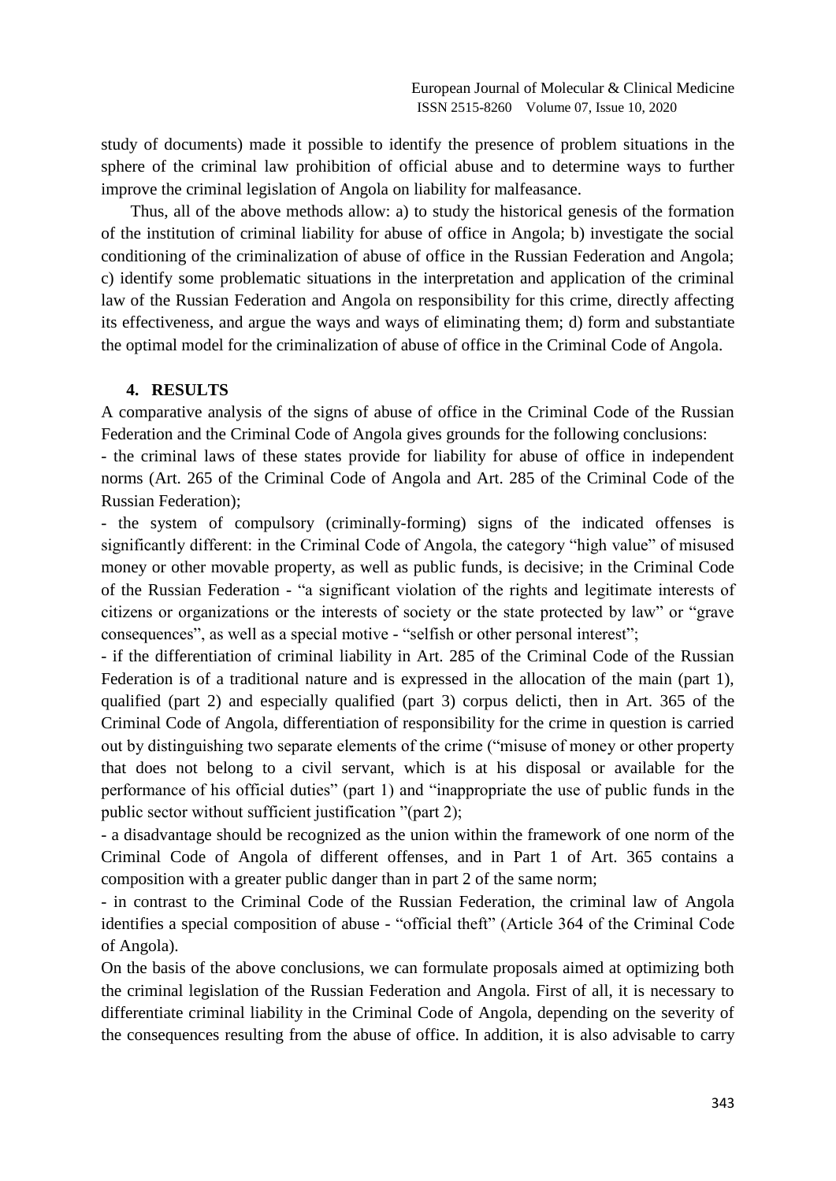study of documents) made it possible to identify the presence of problem situations in the sphere of the criminal law prohibition of official abuse and to determine ways to further improve the criminal legislation of Angola on liability for malfeasance.

Thus, all of the above methods allow: a) to study the historical genesis of the formation of the institution of criminal liability for abuse of office in Angola; b) investigate the social conditioning of the criminalization of abuse of office in the Russian Federation and Angola; c) identify some problematic situations in the interpretation and application of the criminal law of the Russian Federation and Angola on responsibility for this crime, directly affecting its effectiveness, and argue the ways and ways of eliminating them; d) form and substantiate the optimal model for the criminalization of abuse of office in the Criminal Code of Angola.

## 4. RESULTS

A comparative analysis of the signs of abuse of office in the Criminal Code of the Russian Federation and the Criminal Code of Angola gives grounds for the following conclusions:

- the criminal laws of these states provide for liability for abuse of office in independent norms (Art. 265 of the Criminal Code of Angola and Art. 285 of the Criminal Code of the Russian Federation);
- the system of compulsory (criminally-forming) signs of the indicated offenses is significantly different: in the Criminal Code of Angola, the category "high value" of misused money or other movable property, as well as public funds, is decisive; in the Criminal Code of the Russian Federation - "a significant violation of the rights and legitimate interests of citizens or organizations or the interests of society or the state protected by law" or "grave consequences", as well as a special motive - "selfish or other personal interest";
- if the differentiation of criminal liability in Art. 285 of the Criminal Code of the Russian Federation is of a traditional nature and is expressed in the allocation of the main (part 1), qualified (part 2) and especially qualified (part 3) corpus delicti, then in Art. 365 of the Criminal Code of Angola, differentiation of responsibility for the crime in question is carried out by distinguishing two separate elements of the crime ("misuse of money or other property that does not belong to a civil servant, which is at his disposal or available for the performance of his official duties" (part 1) and "inappropriate the use of public funds in the public sector without sufficient justification "(part 2);
- a disadvantage should be recognized as the union within the framework of one norm of the Criminal Code of Angola of different offenses, and in Part 1 of Art. 365 contains a composition with a greater public danger than in part 2 of the same norm;
- in contrast to the Criminal Code of the Russian Federation, the criminal law of Angola identifies a special composition of abuse - "official theft" (Article 364 of the Criminal Code of Angola).

On the basis of the above conclusions, we can formulate proposals aimed at optimizing both the criminal legislation of the Russian Federation and Angola. First of all, it is necessary to differentiate criminal liability in the Criminal Code of Angola, depending on the severity of the consequences resulting from the abuse of office. In addition, it is also advisable to carry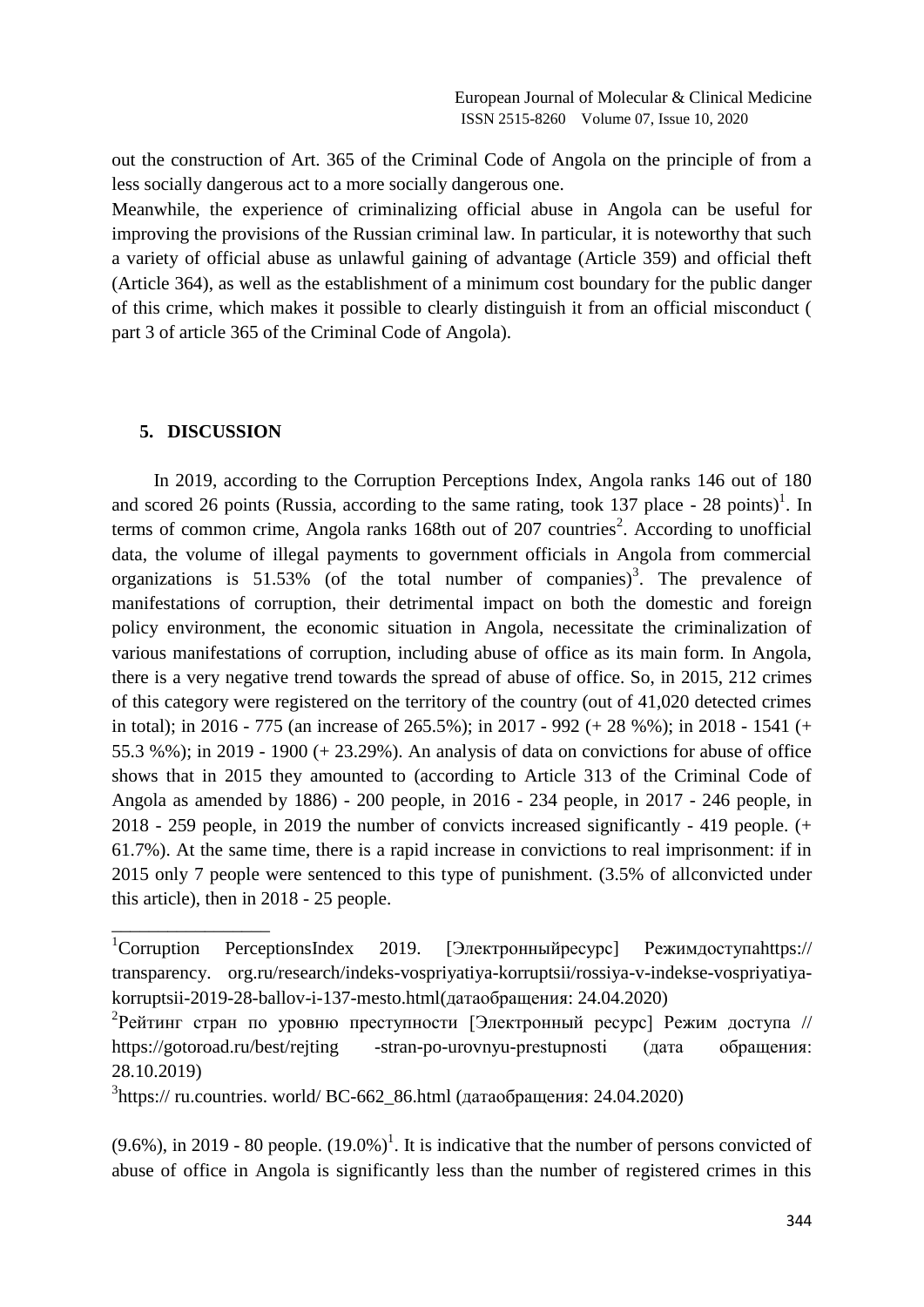out the construction of Art. 365 of the Criminal Code of Angola on the principle of from a less socially dangerous act to a more socially dangerous one.

Meanwhile, the experience of criminalizing official abuse in Angola can be useful for improving the provisions of the Russian criminal law. In particular, it is noteworthy that such a variety of official abuse as unlawful gaining of advantage (Article 359) and official theft (Article 364), as well as the establishment of a minimum cost boundary for the public danger of this crime, which makes it possible to clearly distinguish it from an official misconduct ( part 3 of article 365 of the Criminal Code of Angola).

## 5. DISCUSSION

In 2019, according to the Corruption Perceptions Index, Angola ranks 146 out of 180 and scored 26 points (Russia, according to the same rating, took 137 place - 28 points)[1]. In terms of common crime, Angola ranks 168th out of 207 countries[2]. According to unofficial data, the volume of illegal payments to government officials in Angola from commercial organizations is 51.53% (of the total number of companies)[3]. The prevalence of manifestations of corruption, their detrimental impact on both the domestic and foreign policy environment, the economic situation in Angola, necessitate the criminalization of various manifestations of corruption, including abuse of office as its main form. In Angola, there is a very negative trend towards the spread of abuse of office. So, in 2015, 212 crimes of this category were registered on the territory of the country (out of 41,020 detected crimes in total); in 2016 - 775 (an increase of 265.5%); in 2017 - 992 (+ 28 %%); in 2018 - 1541 (+ 55.3 %%); in 2019 - 1900 (+ 23.29%). An analysis of data on convictions for abuse of office shows that in 2015 they amounted to (according to Article 313 of the Criminal Code of Angola as amended by 1886) - 200 people, in 2016 - 234 people, in 2017 - 246 people, in 2018 - 259 people, in 2019 the number of convicts increased significantly - 419 people. (+ 61.7%). At the same time, there is a rapid increase in convictions to real imprisonment: if in 2015 only 7 people were sentenced to this type of punishment. (3.5% of allconvicted under this article), then in 2018 - 25 people.

---

[1]Corruption PerceptionsIndex 2019. [Электронныйресурс] Режимдоступаhttps:// transparency. org.ru/research/indeks-vospriyatiya-korruptsii/rossiya-v-indekse-vospriyatiya-korruptsii-2019-28-ballov-i-137-mesto.html(датаобращения: 24.04.2020)

[2]Рейтинг стран по уровню преступности [Электронный ресурс] Режим доступа // https://gotoroad.ru/best/rejting -stran-po-urovnyu-prestupnosti (дата обращения: 28.10.2019)

[3]https:// ru.countries. world/ BC-662_86.html (датаобращения: 24.04.2020)

(9.6%), in 2019 - 80 people. (19.0%)[1]. It is indicative that the number of persons convicted of abuse of office in Angola is significantly less than the number of registered crimes in this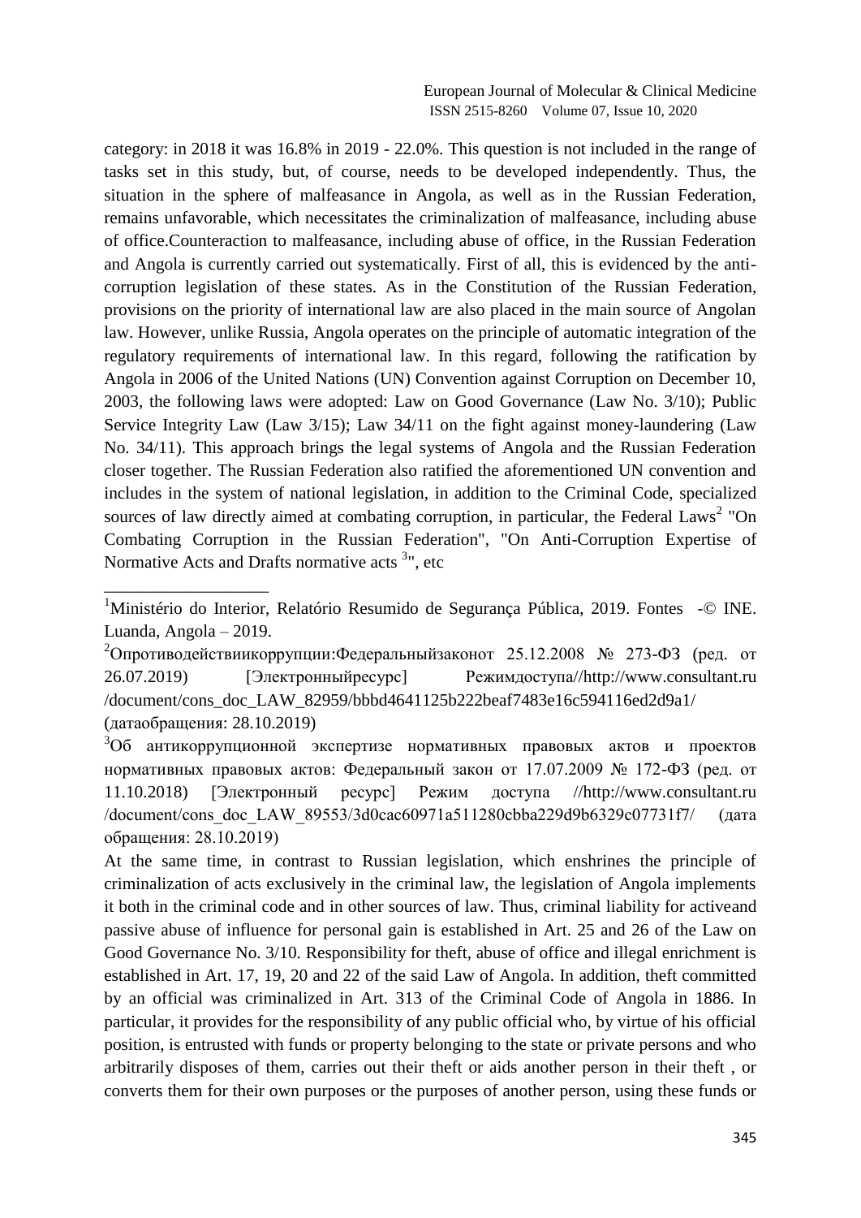category: in 2018 it was 16.8% in 2019 - 22.0%. This question is not included in the range of tasks set in this study, but, of course, needs to be developed independently. Thus, the situation in the sphere of malfeasance in Angola, as well as in the Russian Federation, remains unfavorable, which necessitates the criminalization of malfeasance, including abuse of office.Counteraction to malfeasance, including abuse of office, in the Russian Federation and Angola is currently carried out systematically. First of all, this is evidenced by the anti-corruption legislation of these states. As in the Constitution of the Russian Federation, provisions on the priority of international law are also placed in the main source of Angolan law. However, unlike Russia, Angola operates on the principle of automatic integration of the regulatory requirements of international law. In this regard, following the ratification by Angola in 2006 of the United Nations (UN) Convention against Corruption on December 10, 2003, the following laws were adopted: Law on Good Governance (Law No. 3/10); Public Service Integrity Law (Law 3/15); Law 34/11 on the fight against money-laundering (Law No. 34/11). This approach brings the legal systems of Angola and the Russian Federation closer together. The Russian Federation also ratified the aforementioned UN convention and includes in the system of national legislation, in addition to the Criminal Code, specialized sources of law directly aimed at combating corruption, in particular, the Federal Laws[2] "On Combating Corruption in the Russian Federation", "On Anti-Corruption Expertise of Normative Acts and Drafts normative acts [3]", etc

---

[1]Ministério do Interior, Relatório Resumido de Segurança Pública, 2019. Fontes -© INE. Luanda, Angola – 2019.

[2]Опротиводействиикоррупции:Федеральныйзаконот 25.12.2008 № 273-ФЗ (ред. от 26.07.2019) [Электронныйресурс] Режимдоступа//http://www.consultant.ru /document/cons_doc_LAW_82959/bbbd4641125b222beaf7483e16c594116ed2d9a1/ (датаобращения: 28.10.2019)

[3]Об антикоррупционной экспертизе нормативных правовых актов и проектов нормативных правовых актов: Федеральный закон от 17.07.2009 № 172-ФЗ (ред. от 11.10.2018) [Электронный ресурс] Режим доступа //http://www.consultant.ru /document/cons_doc_LAW_89553/3d0cac60971a511280cbba229d9b6329c07731f7/ (дата обращения: 28.10.2019)

At the same time, in contrast to Russian legislation, which enshrines the principle of criminalization of acts exclusively in the criminal law, the legislation of Angola implements it both in the criminal code and in other sources of law. Thus, criminal liability for activeand passive abuse of influence for personal gain is established in Art. 25 and 26 of the Law on Good Governance No. 3/10. Responsibility for theft, abuse of office and illegal enrichment is established in Art. 17, 19, 20 and 22 of the said Law of Angola. In addition, theft committed by an official was criminalized in Art. 313 of the Criminal Code of Angola in 1886. In particular, it provides for the responsibility of any public official who, by virtue of his official position, is entrusted with funds or property belonging to the state or private persons and who arbitrarily disposes of them, carries out their theft or aids another person in their theft , or converts them for their own purposes or the purposes of another person, using these funds or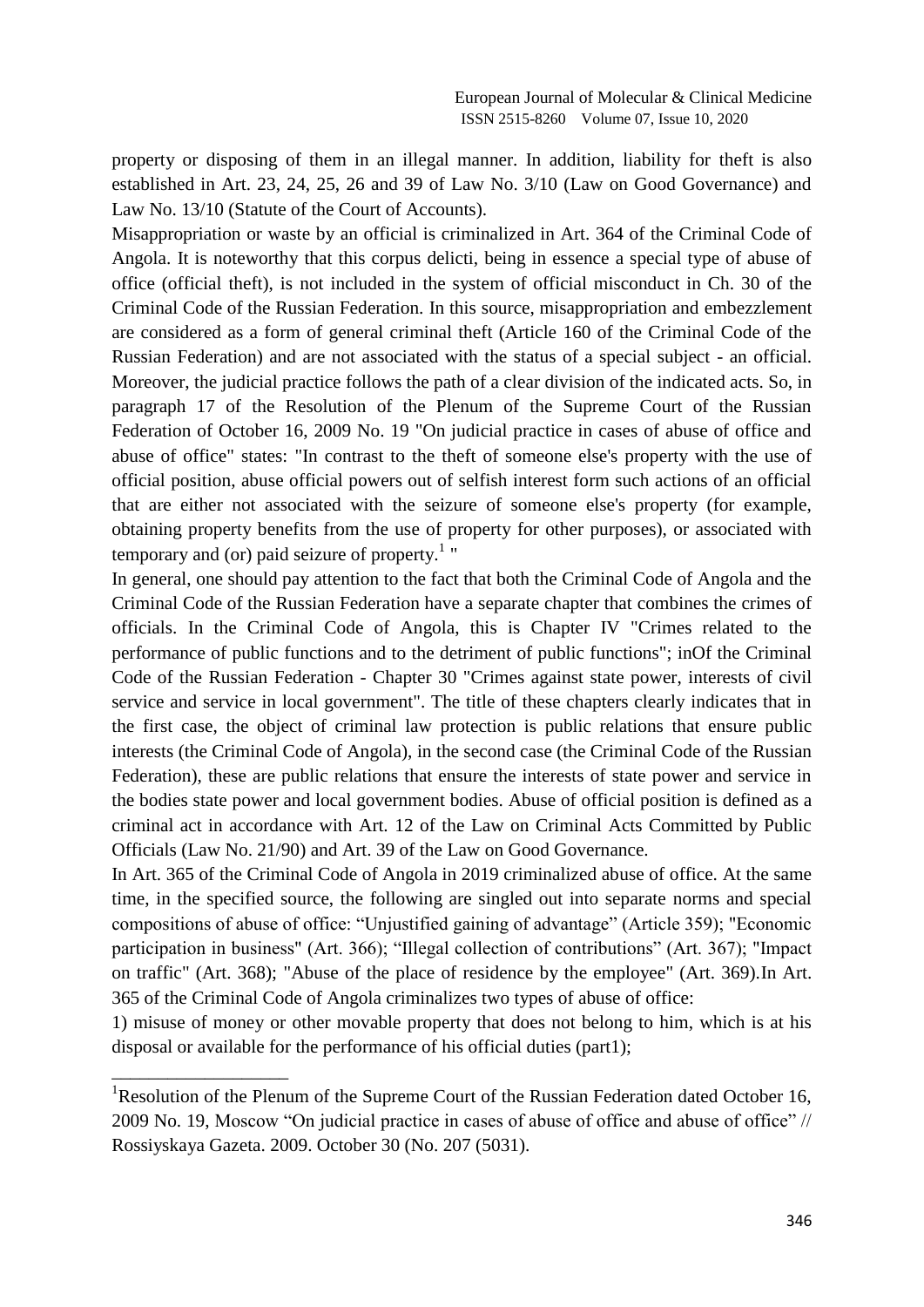property or disposing of them in an illegal manner. In addition, liability for theft is also established in Art. 23, 24, 25, 26 and 39 of Law No. 3/10 (Law on Good Governance) and Law No. 13/10 (Statute of the Court of Accounts).

Misappropriation or waste by an official is criminalized in Art. 364 of the Criminal Code of Angola. It is noteworthy that this corpus delicti, being in essence a special type of abuse of office (official theft), is not included in the system of official misconduct in Ch. 30 of the Criminal Code of the Russian Federation. In this source, misappropriation and embezzlement are considered as a form of general criminal theft (Article 160 of the Criminal Code of the Russian Federation) and are not associated with the status of a special subject - an official. Moreover, the judicial practice follows the path of a clear division of the indicated acts. So, in paragraph 17 of the Resolution of the Plenum of the Supreme Court of the Russian Federation of October 16, 2009 No. 19 "On judicial practice in cases of abuse of office and abuse of office" states: "In contrast to the theft of someone else's property with the use of official position, abuse official powers out of selfish interest form such actions of an official that are either not associated with the seizure of someone else's property (for example, obtaining property benefits from the use of property for other purposes), or associated with temporary and (or) paid seizure of property.[1] "

In general, one should pay attention to the fact that both the Criminal Code of Angola and the Criminal Code of the Russian Federation have a separate chapter that combines the crimes of officials. In the Criminal Code of Angola, this is Chapter IV "Crimes related to the performance of public functions and to the detriment of public functions"; inOf the Criminal Code of the Russian Federation - Chapter 30 "Crimes against state power, interests of civil service and service in local government". The title of these chapters clearly indicates that in the first case, the object of criminal law protection is public relations that ensure public interests (the Criminal Code of Angola), in the second case (the Criminal Code of the Russian Federation), these are public relations that ensure the interests of state power and service in the bodies state power and local government bodies. Abuse of official position is defined as a criminal act in accordance with Art. 12 of the Law on Criminal Acts Committed by Public Officials (Law No. 21/90) and Art. 39 of the Law on Good Governance.

In Art. 365 of the Criminal Code of Angola in 2019 criminalized abuse of office. At the same time, in the specified source, the following are singled out into separate norms and special compositions of abuse of office: "Unjustified gaining of advantage" (Article 359); "Economic participation in business" (Art. 366); "Illegal collection of contributions" (Art. 367); "Impact on traffic" (Art. 368); "Abuse of the place of residence by the employee" (Art. 369).In Art. 365 of the Criminal Code of Angola criminalizes two types of abuse of office:

1) misuse of money or other movable property that does not belong to him, which is at his disposal or available for the performance of his official duties (part1);

---

[1] Resolution of the Plenum of the Supreme Court of the Russian Federation dated October 16, 2009 No. 19, Moscow "On judicial practice in cases of abuse of office and abuse of office" // Rossiyskaya Gazeta. 2009. October 30 (No. 207 (5031).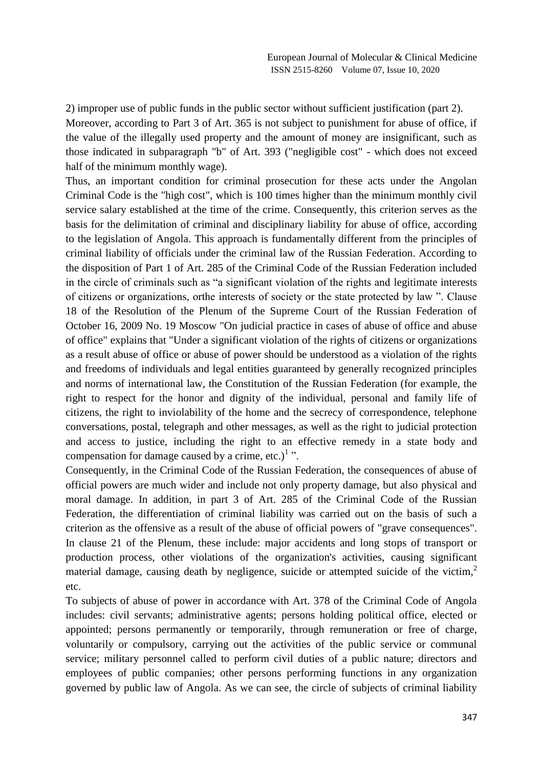2) improper use of public funds in the public sector without sufficient justification (part 2).

Moreover, according to Part 3 of Art. 365 is not subject to punishment for abuse of office, if the value of the illegally used property and the amount of money are insignificant, such as those indicated in subparagraph "b" of Art. 393 ("negligible cost" - which does not exceed half of the minimum monthly wage).

Thus, an important condition for criminal prosecution for these acts under the Angolan Criminal Code is the "high cost", which is 100 times higher than the minimum monthly civil service salary established at the time of the crime. Consequently, this criterion serves as the basis for the delimitation of criminal and disciplinary liability for abuse of office, according to the legislation of Angola. This approach is fundamentally different from the principles of criminal liability of officials under the criminal law of the Russian Federation. According to the disposition of Part 1 of Art. 285 of the Criminal Code of the Russian Federation included in the circle of criminals such as "a significant violation of the rights and legitimate interests of citizens or organizations, orthe interests of society or the state protected by law ". Clause 18 of the Resolution of the Plenum of the Supreme Court of the Russian Federation of October 16, 2009 No. 19 Moscow "On judicial practice in cases of abuse of office and abuse of office" explains that "Under a significant violation of the rights of citizens or organizations as a result abuse of office or abuse of power should be understood as a violation of the rights and freedoms of individuals and legal entities guaranteed by generally recognized principles and norms of international law, the Constitution of the Russian Federation (for example, the right to respect for the honor and dignity of the individual, personal and family life of citizens, the right to inviolability of the home and the secrecy of correspondence, telephone conversations, postal, telegraph and other messages, as well as the right to judicial protection and access to justice, including the right to an effective remedy in a state body and compensation for damage caused by a crime, etc.)[1] ".

Consequently, in the Criminal Code of the Russian Federation, the consequences of abuse of official powers are much wider and include not only property damage, but also physical and moral damage. In addition, in part 3 of Art. 285 of the Criminal Code of the Russian Federation, the differentiation of criminal liability was carried out on the basis of such a criterion as the offensive as a result of the abuse of official powers of "grave consequences". In clause 21 of the Plenum, these include: major accidents and long stops of transport or production process, other violations of the organization's activities, causing significant material damage, causing death by negligence, suicide or attempted suicide of the victim,[2] etc.

To subjects of abuse of power in accordance with Art. 378 of the Criminal Code of Angola includes: civil servants; administrative agents; persons holding political office, elected or appointed; persons permanently or temporarily, through remuneration or free of charge, voluntarily or compulsory, carrying out the activities of the public service or communal service; military personnel called to perform civil duties of a public nature; directors and employees of public companies; other persons performing functions in any organization governed by public law of Angola. As we can see, the circle of subjects of criminal liability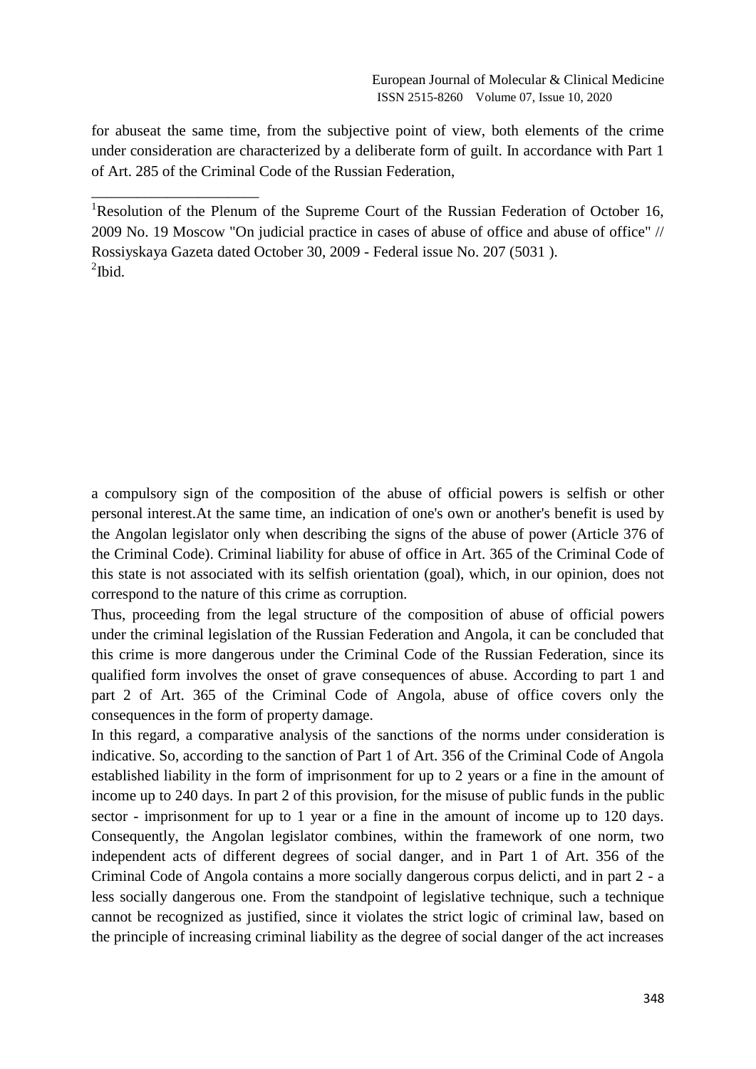for abuseat the same time, from the subjective point of view, both elements of the crime under consideration are characterized by a deliberate form of guilt. In accordance with Part 1 of Art. 285 of the Criminal Code of the Russian Federation,

a compulsory sign of the composition of the abuse of official powers is selfish or other personal interest.At the same time, an indication of one's own or another's benefit is used by the Angolan legislator only when describing the signs of the abuse of power (Article 376 of the Criminal Code). Criminal liability for abuse of office in Art. 365 of the Criminal Code of this state is not associated with its selfish orientation (goal), which, in our opinion, does not correspond to the nature of this crime as corruption.

Thus, proceeding from the legal structure of the composition of abuse of official powers under the criminal legislation of the Russian Federation and Angola, it can be concluded that this crime is more dangerous under the Criminal Code of the Russian Federation, since its qualified form involves the onset of grave consequences of abuse. According to part 1 and part 2 of Art. 365 of the Criminal Code of Angola, abuse of office covers only the consequences in the form of property damage.

In this regard, a comparative analysis of the sanctions of the norms under consideration is indicative. So, according to the sanction of Part 1 of Art. 356 of the Criminal Code of Angola established liability in the form of imprisonment for up to 2 years or a fine in the amount of income up to 240 days. In part 2 of this provision, for the misuse of public funds in the public sector - imprisonment for up to 1 year or a fine in the amount of income up to 120 days. Consequently, the Angolan legislator combines, within the framework of one norm, two independent acts of different degrees of social danger, and in Part 1 of Art. 356 of the Criminal Code of Angola contains a more socially dangerous corpus delicti, and in part 2 - a less socially dangerous one. From the standpoint of legislative technique, such a technique cannot be recognized as justified, since it violates the strict logic of criminal law, based on the principle of increasing criminal liability as the degree of social danger of the act increases

---

[1]Resolution of the Plenum of the Supreme Court of the Russian Federation of October 16, 2009 No. 19 Moscow "On judicial practice in cases of abuse of office and abuse of office" // Rossiyskaya Gazeta dated October 30, 2009 - Federal issue No. 207 (5031 ).

[2]Ibid.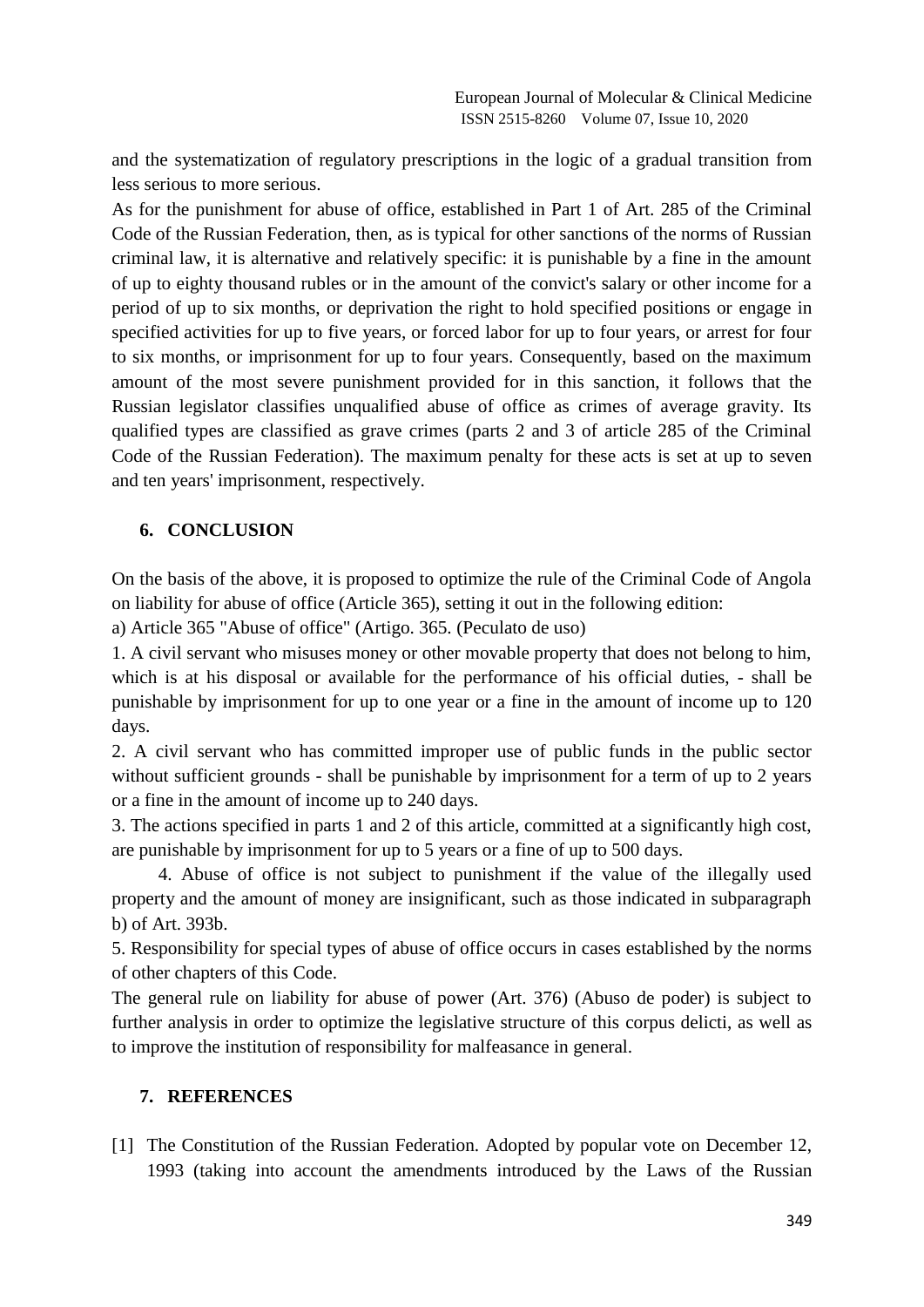and the systematization of regulatory prescriptions in the logic of a gradual transition from less serious to more serious.

As for the punishment for abuse of office, established in Part 1 of Art. 285 of the Criminal Code of the Russian Federation, then, as is typical for other sanctions of the norms of Russian criminal law, it is alternative and relatively specific: it is punishable by a fine in the amount of up to eighty thousand rubles or in the amount of the convict's salary or other income for a period of up to six months, or deprivation the right to hold specified positions or engage in specified activities for up to five years, or forced labor for up to four years, or arrest for four to six months, or imprisonment for up to four years. Consequently, based on the maximum amount of the most severe punishment provided for in this sanction, it follows that the Russian legislator classifies unqualified abuse of office as crimes of average gravity. Its qualified types are classified as grave crimes (parts 2 and 3 of article 285 of the Criminal Code of the Russian Federation). The maximum penalty for these acts is set at up to seven and ten years' imprisonment, respectively.

## 6. CONCLUSION

On the basis of the above, it is proposed to optimize the rule of the Criminal Code of Angola on liability for abuse of office (Article 365), setting it out in the following edition:

a) Article 365 "Abuse of office" (Artigo. 365. (Peculato de uso)

1. A civil servant who misuses money or other movable property that does not belong to him, which is at his disposal or available for the performance of his official duties, - shall be punishable by imprisonment for up to one year or a fine in the amount of income up to 120 days.
2. A civil servant who has committed improper use of public funds in the public sector without sufficient grounds - shall be punishable by imprisonment for a term of up to 2 years or a fine in the amount of income up to 240 days.
3. The actions specified in parts 1 and 2 of this article, committed at a significantly high cost, are punishable by imprisonment for up to 5 years or a fine of up to 500 days.
4. Abuse of office is not subject to punishment if the value of the illegally used property and the amount of money are insignificant, such as those indicated in subparagraph b) of Art. 393b.
5. Responsibility for special types of abuse of office occurs in cases established by the norms of other chapters of this Code.

The general rule on liability for abuse of power (Art. 376) (Abuso de poder) is subject to further analysis in order to optimize the legislative structure of this corpus delicti, as well as to improve the institution of responsibility for malfeasance in general.

## 7. REFERENCES

[1] The Constitution of the Russian Federation. Adopted by popular vote on December 12, 1993 (taking into account the amendments introduced by the Laws of the Russian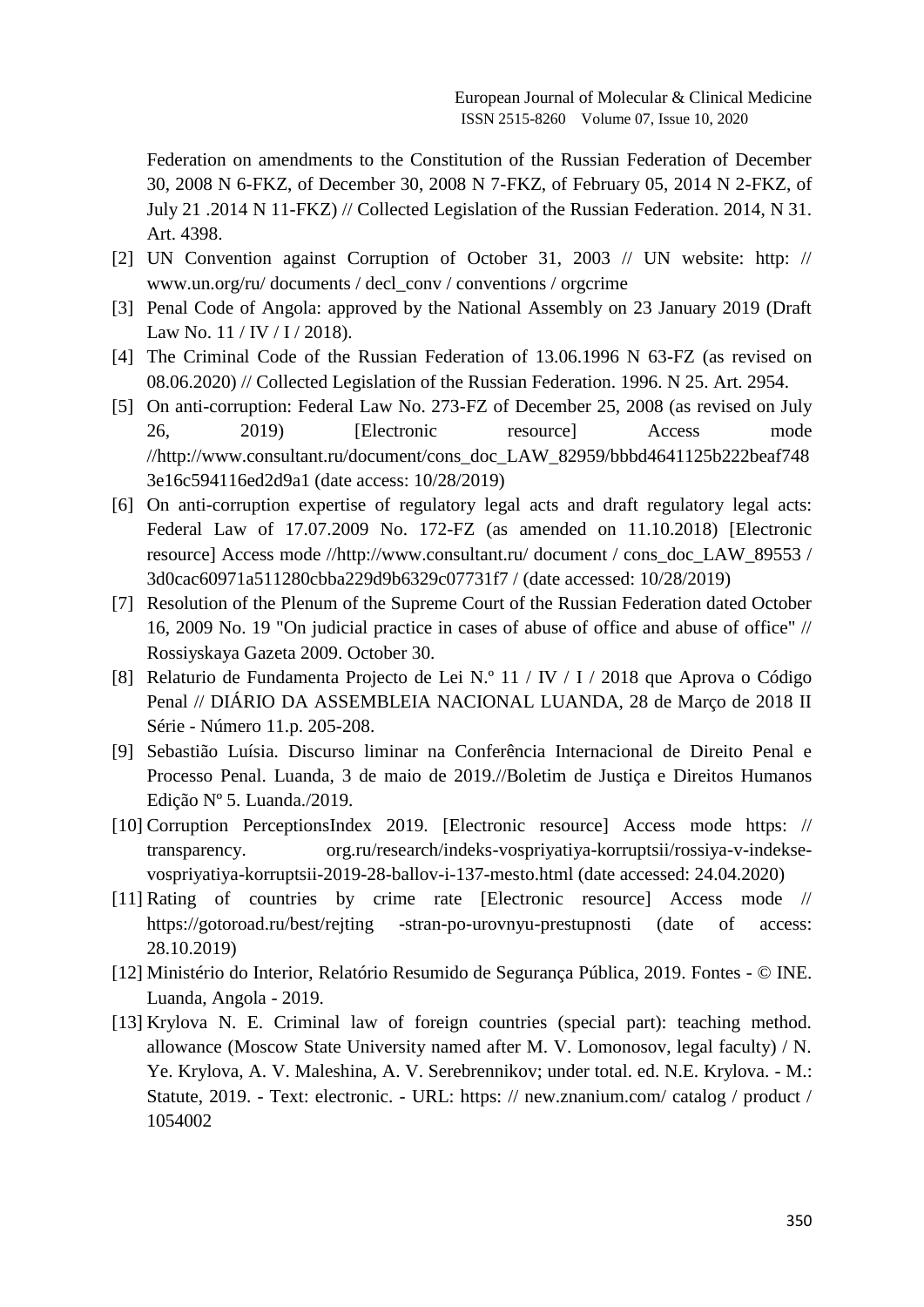Federation on amendments to the Constitution of the Russian Federation of December 30, 2008 N 6-FKZ, of December 30, 2008 N 7-FKZ, of February 05, 2014 N 2-FKZ, of July 21 .2014 N 11-FKZ) // Collected Legislation of the Russian Federation. 2014, N 31. Art. 4398.

[2] UN Convention against Corruption of October 31, 2003 // UN website: http: // www.un.org/ru/ documents / decl_conv / conventions / orgcrime

[3] Penal Code of Angola: approved by the National Assembly on 23 January 2019 (Draft Law No. 11 / IV / I / 2018).

[4] The Criminal Code of the Russian Federation of 13.06.1996 N 63-FZ (as revised on 08.06.2020) // Collected Legislation of the Russian Federation. 1996. N 25. Art. 2954.

[5] On anti-corruption: Federal Law No. 273-FZ of December 25, 2008 (as revised on July 26, 2019) [Electronic resource] Access mode //http://www.consultant.ru/document/cons_doc_LAW_82959/bbbd4641125b222beaf7483e16c594116ed2d9a1 (date access: 10/28/2019)

[6] On anti-corruption expertise of regulatory legal acts and draft regulatory legal acts: Federal Law of 17.07.2009 No. 172-FZ (as amended on 11.10.2018) [Electronic resource] Access mode //http://www.consultant.ru/ document / cons_doc_LAW_89553 / 3d0cac60971a511280cbba229d9b6329c07731f7 / (date accessed: 10/28/2019)

[7] Resolution of the Plenum of the Supreme Court of the Russian Federation dated October 16, 2009 No. 19 "On judicial practice in cases of abuse of office and abuse of office" // Rossiyskaya Gazeta 2009. October 30.

[8] Relaturio de Fundamenta Projecto de Lei N.º 11 / IV / I / 2018 que Aprova o Código Penal // DIÁRIO DA ASSEMBLEIA NACIONAL LUANDA, 28 de Março de 2018 II Série - Número 11.p. 205-208.

[9] Sebastião Luísia. Discurso liminar na Conferência Internacional de Direito Penal e Processo Penal. Luanda, 3 de maio de 2019.//Boletim de Justiça e Direitos Humanos Edição Nº 5. Luanda./2019.

[10] Corruption PerceptionsIndex 2019. [Electronic resource] Access mode https: // transparency. org.ru/research/indeks-vospriyatiya-korruptsii/rossiya-v-indekse-vospriyatiya-korruptsii-2019-28-ballov-i-137-mesto.html (date accessed: 24.04.2020)

[11] Rating of countries by crime rate [Electronic resource] Access mode // https://gotoroad.ru/best/rejting -stran-po-urovnyu-prestupnosti (date of access: 28.10.2019)

[12] Ministério do Interior, Relatório Resumido de Segurança Pública, 2019. Fontes - © INE. Luanda, Angola - 2019.

[13] Krylova N. E. Criminal law of foreign countries (special part): teaching method. allowance (Moscow State University named after M. V. Lomonosov, legal faculty) / N. Ye. Krylova, A. V. Maleshina, A. V. Serebrennikov; under total. ed. N.E. Krylova. - M.: Statute, 2019. - Text: electronic. - URL: https: // new.znanium.com/ catalog / product / 1054002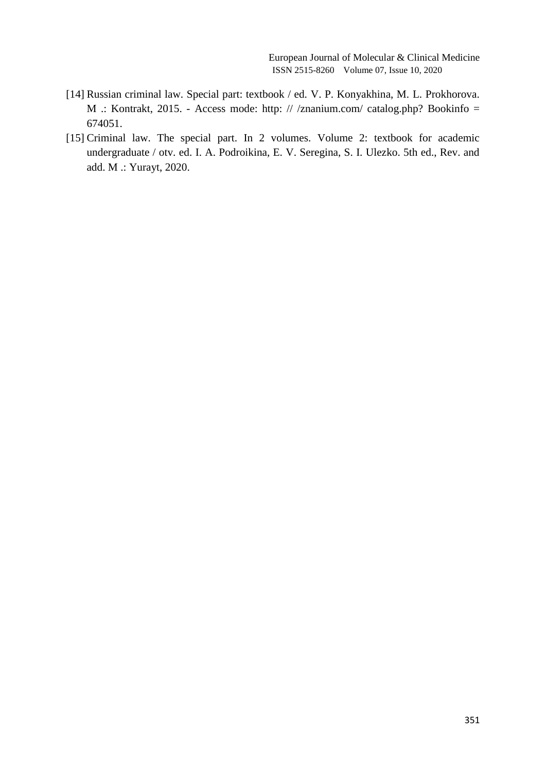[14] Russian criminal law. Special part: textbook / ed. V. P. Konyakhina, M. L. Prokhorova. M .: Kontrakt, 2015. - Access mode: http: // /znanium.com/ catalog.php? Bookinfo = 674051.

[15] Criminal law. The special part. In 2 volumes. Volume 2: textbook for academic undergraduate / otv. ed. I. A. Podroikina, E. V. Seregina, S. I. Ulezko. 5th ed., Rev. and add. M .: Yurayt, 2020.